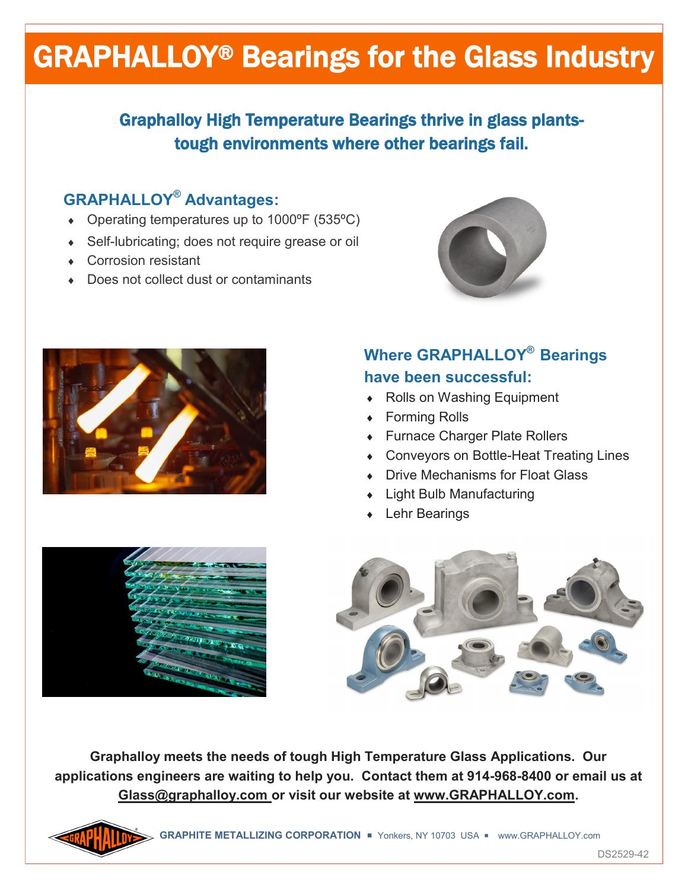# GRAPHALLOY® Bearings for the Glass Industry

## Graphalloy High Temperature Bearings thrive in glass plants- tough environments where other bearings fail.

### GRAPHALLOY® Advantages:

- Operating temperatures up to 1000ºF (535ºC)
- Self-lubricating; does not require grease or oil
- Corrosion resistant
- Does not collect dust or contaminants

### Where GRAPHALLOY® Bearings have been successful:

- Rolls on Washing Equipment
- Forming Rolls
- Furnace Charger Plate Rollers
- Conveyors on Bottle-Heat Treating Lines
- Drive Mechanisms for Float Glass
- Light Bulb Manufacturing
- Lehr Bearings

**Graphalloy meets the needs of tough High Temperature Glass Applications. Our applications engineers are waiting to help you. Contact them at 914-968-8400 or email us at Glass@graphalloy.com or visit our website at www.GRAPHALLOY.com.**

**GRAPHITE METALLIZING CORPORATION** ▪ Yonkers, NY 10703 USA ▪ www.GRAPHALLOY.com

DS2529-42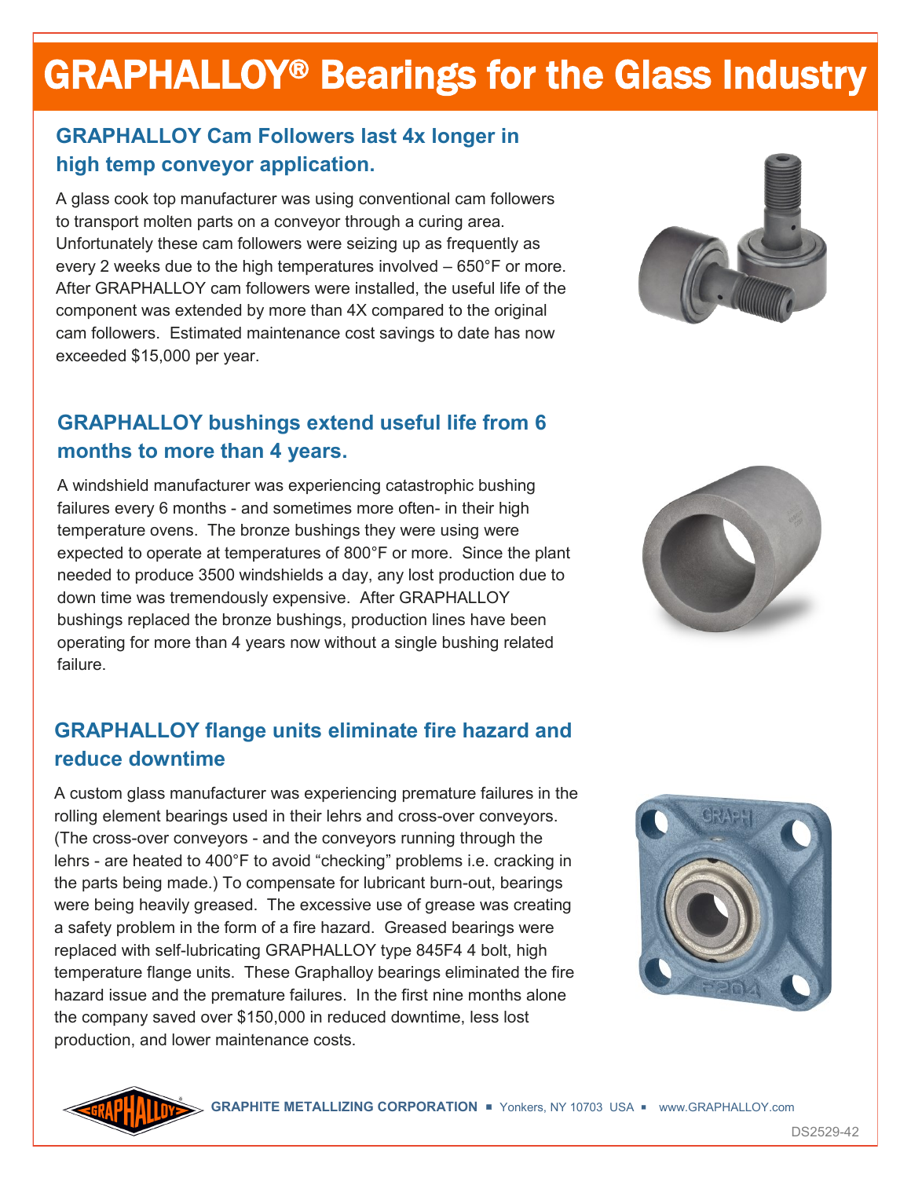# GRAPHALLOY® Bearings for the Glass Industry

## GRAPHALLOY Cam Followers last 4x longer in high temp conveyor application.

A glass cook top manufacturer was using conventional cam followers to transport molten parts on a conveyor through a curing area. Unfortunately these cam followers were seizing up as frequently as every 2 weeks due to the high temperatures involved – 650°F or more. After GRAPHALLOY cam followers were installed, the useful life of the component was extended by more than 4X compared to the original cam followers. Estimated maintenance cost savings to date has now exceeded $15,000 per year.

## GRAPHALLOY bushings extend useful life from 6 months to more than 4 years.

A windshield manufacturer was experiencing catastrophic bushing failures every 6 months - and sometimes more often- in their high temperature ovens. The bronze bushings they were using were expected to operate at temperatures of 800°F or more. Since the plant needed to produce 3500 windshields a day, any lost production due to down time was tremendously expensive. After GRAPHALLOY bushings replaced the bronze bushings, production lines have been operating for more than 4 years now without a single bushing related failure.

## GRAPHALLOY flange units eliminate fire hazard and reduce downtime

A custom glass manufacturer was experiencing premature failures in the rolling element bearings used in their lehrs and cross-over conveyors. (The cross-over conveyors - and the conveyors running through the lehrs - are heated to 400°F to avoid "checking" problems i.e. cracking in the parts being made.) To compensate for lubricant burn-out, bearings were being heavily greased. The excessive use of grease was creating a safety problem in the form of a fire hazard. Greased bearings were replaced with self-lubricating GRAPHALLOY type 845F4 4 bolt, high temperature flange units. These Graphalloy bearings eliminated the fire hazard issue and the premature failures. In the first nine months alone the company saved over $150,000 in reduced downtime, less lost production, and lower maintenance costs.

**GRAPHITE METALLIZING CORPORATION** ▪ Yonkers, NY 10703 USA ▪ www.GRAPHALLOY.com

DS2529-42